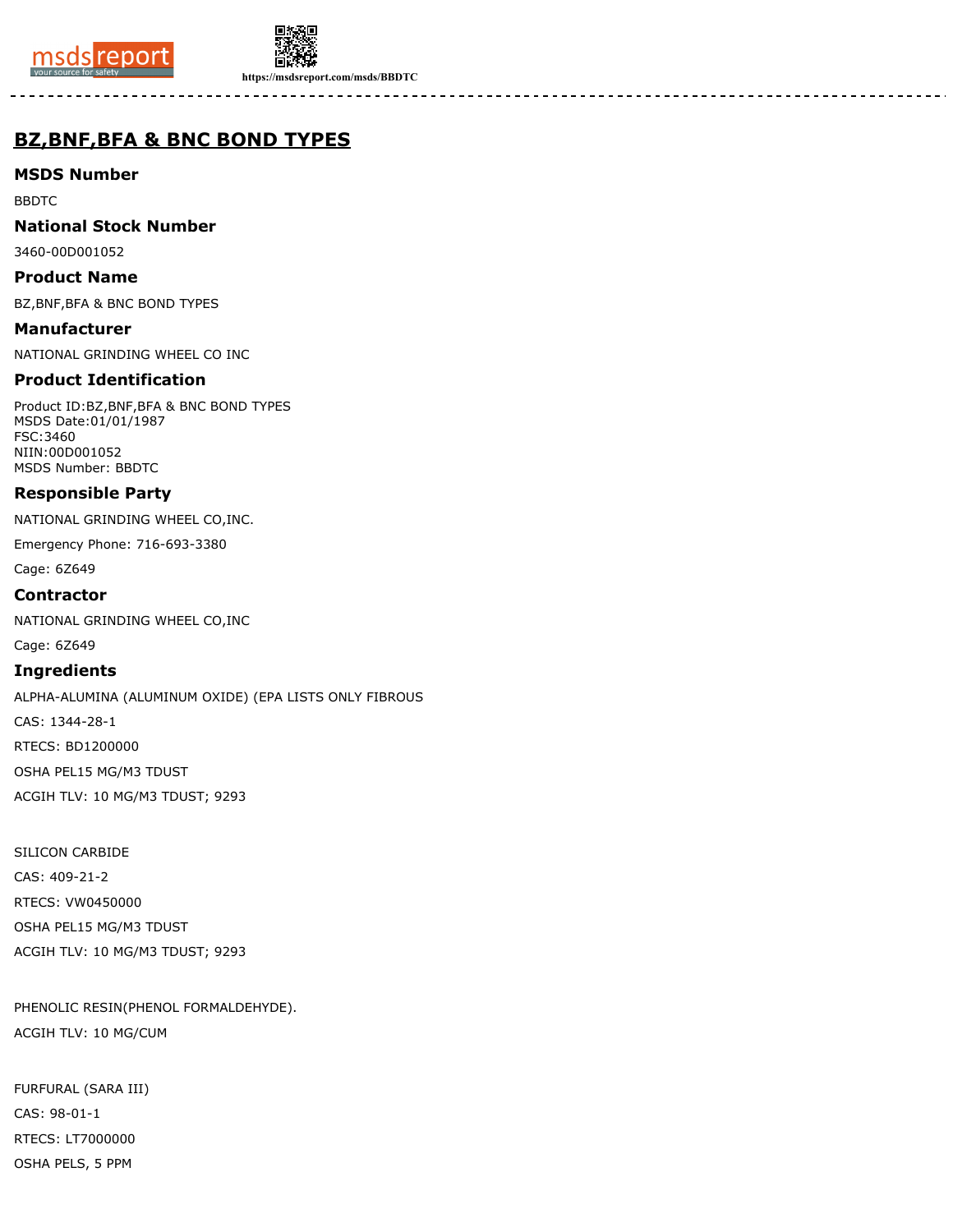# BZ,BNF,BFA & BNC BOND TYPES

## MSDS Number

BBDTC

## National Stock Number

3460-00D001052

## Product Name

BZ,BNF,BFA & BNC BOND TYPES

## Manufacturer

NATIONAL GRINDING WHEEL CO INC

## Product Identification

Product ID:BZ,BNF,BFA & BNC BOND TYPES
MSDS Date:01/01/1987
FSC:3460
NIIN:00D001052
MSDS Number: BBDTC

## Responsible Party

NATIONAL GRINDING WHEEL CO,INC.

Emergency Phone: 716-693-3380

Cage: 6Z649

## Contractor

NATIONAL GRINDING WHEEL CO,INC

Cage: 6Z649

## Ingredients

ALPHA-ALUMINA (ALUMINUM OXIDE) (EPA LISTS ONLY FIBROUS

CAS: 1344-28-1

RTECS: BD1200000

OSHA PEL15 MG/M3 TDUST

ACGIH TLV: 10 MG/M3 TDUST; 9293

SILICON CARBIDE

CAS: 409-21-2

RTECS: VW0450000

OSHA PEL15 MG/M3 TDUST

ACGIH TLV: 10 MG/M3 TDUST; 9293

PHENOLIC RESIN(PHENOL FORMALDEHYDE).

ACGIH TLV: 10 MG/CUM

FURFURAL (SARA III)

CAS: 98-01-1

RTECS: LT7000000

OSHA PELS, 5 PPM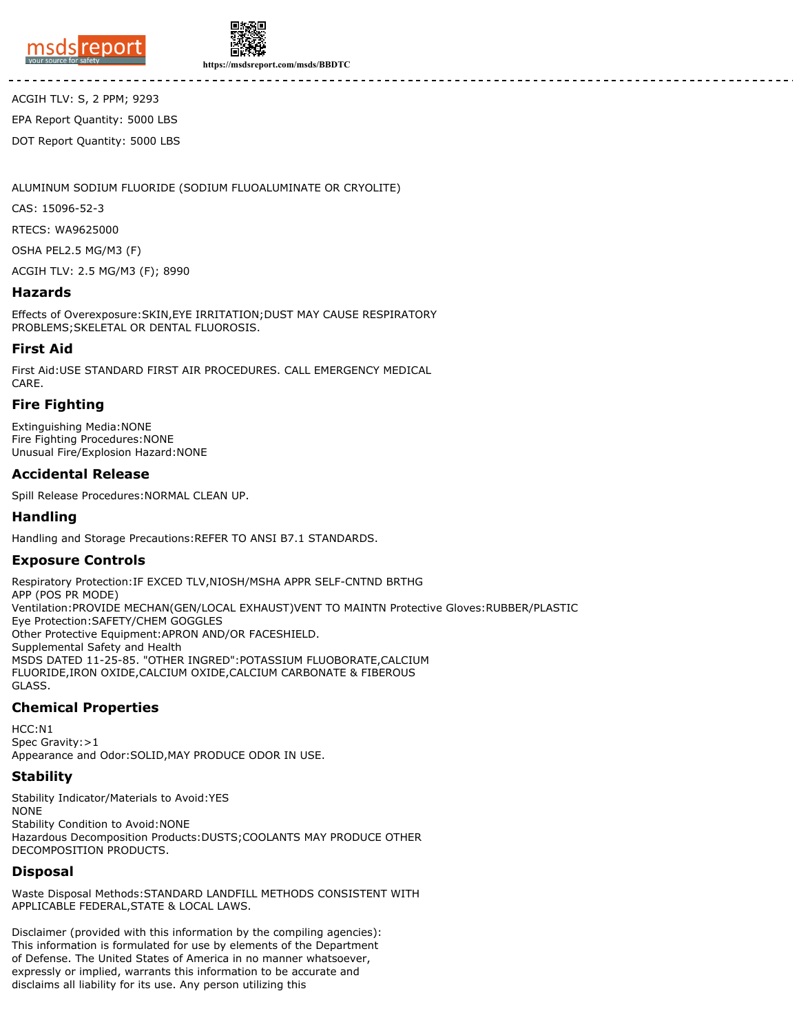ACGIH TLV: S, 2 PPM; 9293

EPA Report Quantity: 5000 LBS

DOT Report Quantity: 5000 LBS

ALUMINUM SODIUM FLUORIDE (SODIUM FLUOALUMINATE OR CRYOLITE)

CAS: 15096-52-3

RTECS: WA9625000

OSHA PEL2.5 MG/M3 (F)

ACGIH TLV: 2.5 MG/M3 (F); 8990

## Hazards

Effects of Overexposure:SKIN,EYE IRRITATION;DUST MAY CAUSE RESPIRATORY PROBLEMS;SKELETAL OR DENTAL FLUOROSIS.

## First Aid

First Aid:USE STANDARD FIRST AIR PROCEDURES. CALL EMERGENCY MEDICAL CARE.

## Fire Fighting

Extinguishing Media:NONE
Fire Fighting Procedures:NONE
Unusual Fire/Explosion Hazard:NONE

## Accidental Release

Spill Release Procedures:NORMAL CLEAN UP.

## Handling

Handling and Storage Precautions:REFER TO ANSI B7.1 STANDARDS.

## Exposure Controls

Respiratory Protection:IF EXCED TLV,NIOSH/MSHA APPR SELF-CNTND BRTHG APP (POS PR MODE)
Ventilation:PROVIDE MECHAN(GEN/LOCAL EXHAUST)VENT TO MAINTN Protective Gloves:RUBBER/PLASTIC
Eye Protection:SAFETY/CHEM GOGGLES
Other Protective Equipment:APRON AND/OR FACESHIELD.
Supplemental Safety and Health
MSDS DATED 11-25-85. "OTHER INGRED":POTASSIUM FLUOBORATE,CALCIUM FLUORIDE,IRON OXIDE,CALCIUM OXIDE,CALCIUM CARBONATE & FIBEROUS GLASS.

## Chemical Properties

HCC:N1
Spec Gravity:>1
Appearance and Odor:SOLID,MAY PRODUCE ODOR IN USE.

## Stability

Stability Indicator/Materials to Avoid:YES
NONE
Stability Condition to Avoid:NONE
Hazardous Decomposition Products:DUSTS;COOLANTS MAY PRODUCE OTHER DECOMPOSITION PRODUCTS.

## Disposal

Waste Disposal Methods:STANDARD LANDFILL METHODS CONSISTENT WITH APPLICABLE FEDERAL,STATE & LOCAL LAWS.

Disclaimer (provided with this information by the compiling agencies): This information is formulated for use by elements of the Department of Defense. The United States of America in no manner whatsoever, expressly or implied, warrants this information to be accurate and disclaims all liability for its use. Any person utilizing this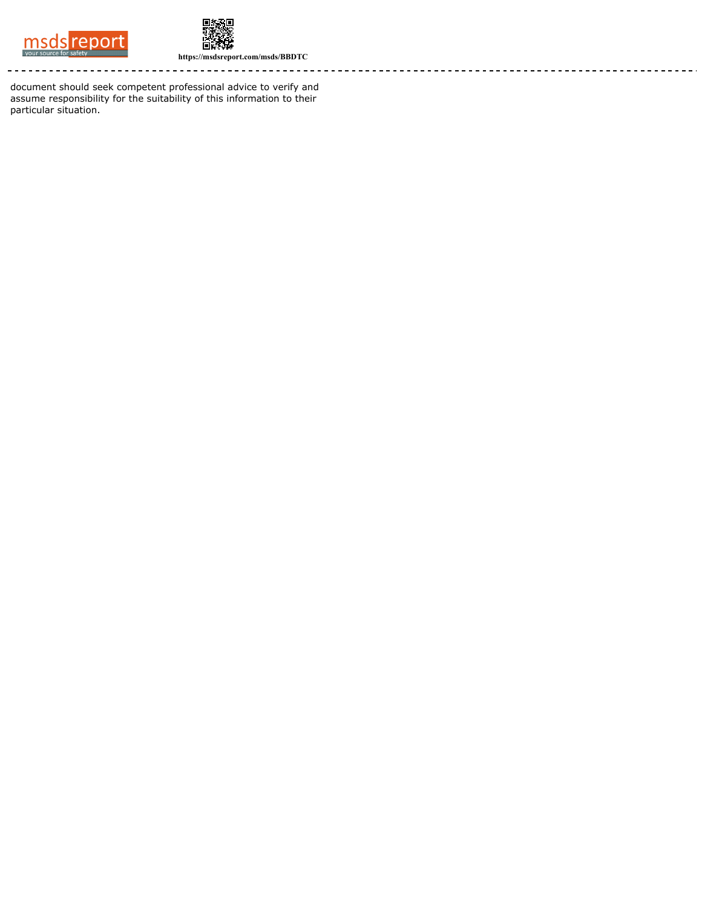document should seek competent professional advice to verify and assume responsibility for the suitability of this information to their particular situation.